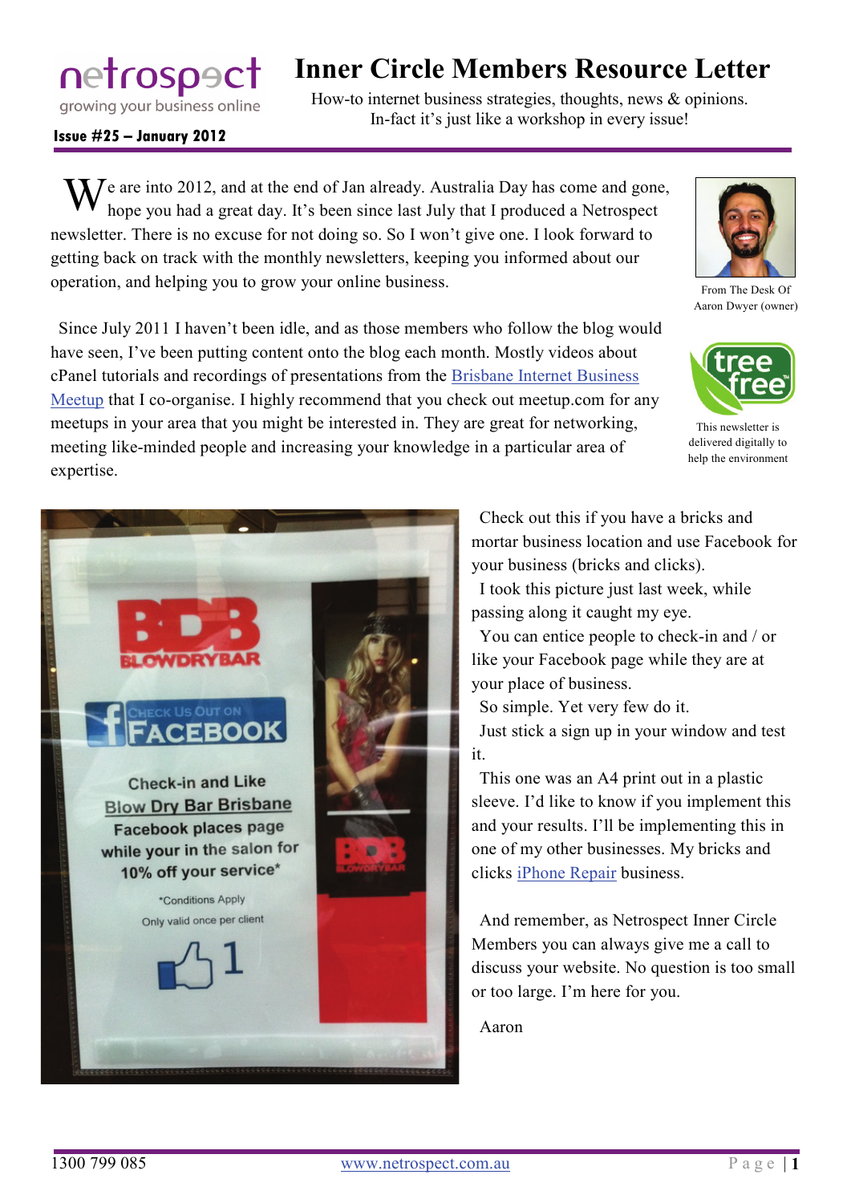netrospect
growing your business online

# Inner Circle Members Resource Letter

How-to internet business strategies, thoughts, news & opinions.
In-fact it's just like a workshop in every issue!

**Issue #25 – January 2012**

We are into 2012, and at the end of Jan already. Australia Day has come and gone, hope you had a great day. It's been since last July that I produced a Netrospect newsletter. There is no excuse for not doing so. So I won't give one. I look forward to getting back on track with the monthly newsletters, keeping you informed about our operation, and helping you to grow your online business.

From The Desk Of Aaron Dwyer (owner)

Since July 2011 I haven't been idle, and as those members who follow the blog would have seen, I've been putting content onto the blog each month. Mostly videos about cPanel tutorials and recordings of presentations from the Brisbane Internet Business Meetup that I co-organise. I highly recommend that you check out meetup.com for any meetups in your area that you might be interested in. They are great for networking, meeting like-minded people and increasing your knowledge in a particular area of expertise.

This newsletter is delivered digitally to help the environment

Check out this if you have a bricks and mortar business location and use Facebook for your business (bricks and clicks).

I took this picture just last week, while passing along it caught my eye.

You can entice people to check-in and / or like your Facebook page while they are at your place of business.

So simple. Yet very few do it.

Just stick a sign up in your window and test it.

This one was an A4 print out in a plastic sleeve. I'd like to know if you implement this and your results. I'll be implementing this in one of my other businesses. My bricks and clicks iPhone Repair business.

And remember, as Netrospect Inner Circle Members you can always give me a call to discuss your website. No question is too small or too large. I'm here for you.

Aaron

1300 799 085 www.netrospect.com.au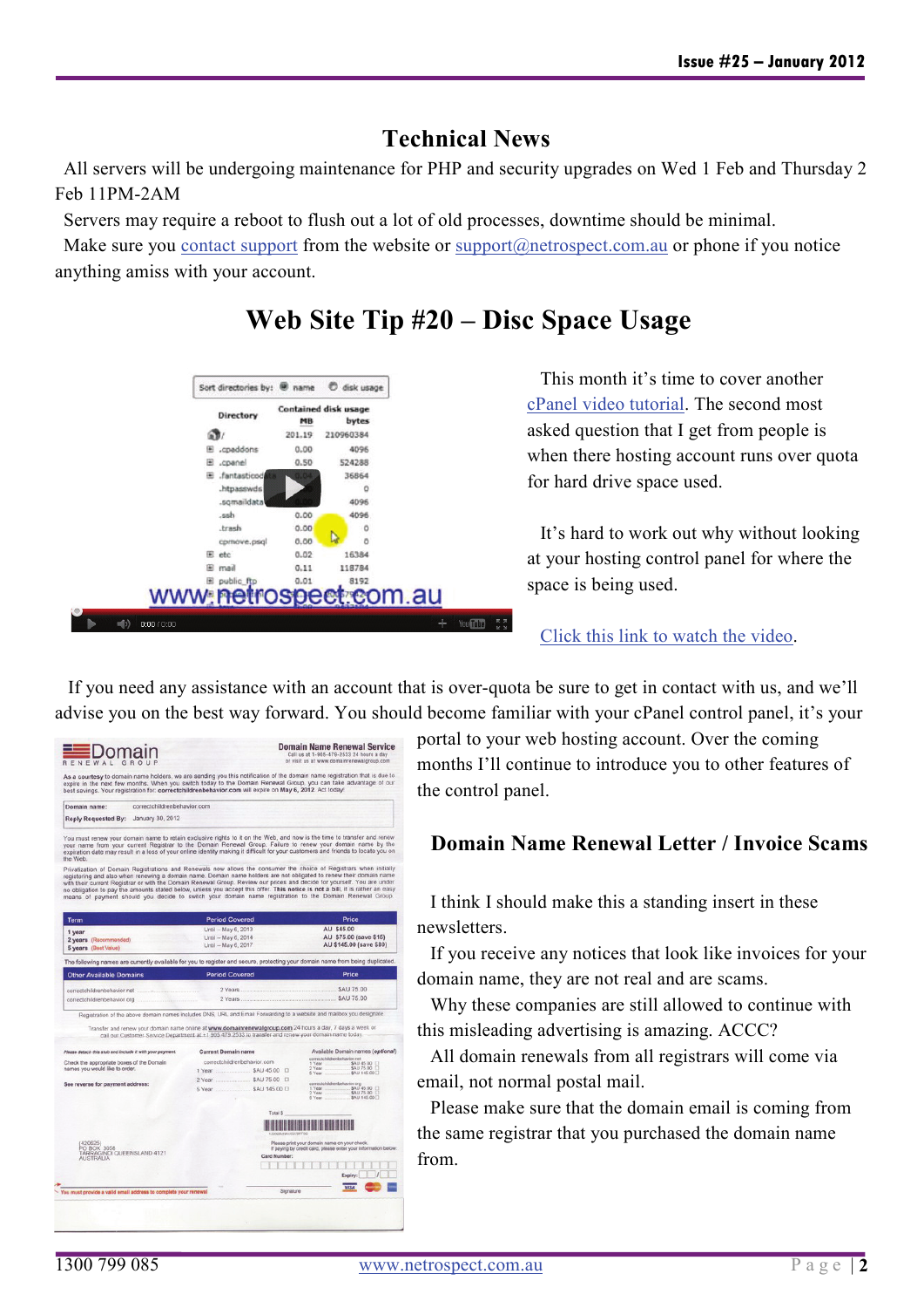## Technical News

All servers will be undergoing maintenance for PHP and security upgrades on Wed 1 Feb and Thursday 2 Feb 11PM-2AM

Servers may require a reboot to flush out a lot of old processes, downtime should be minimal.

Make sure you contact support from the website or support@netrospect.com.au or phone if you notice anything amiss with your account.

## Web Site Tip #20 – Disc Space Usage

This month it's time to cover another cPanel video tutorial. The second most asked question that I get from people is when there hosting account runs over quota for hard drive space used.

It's hard to work out why without looking at your hosting control panel for where the space is being used.

Click this link to watch the video.

If you need any assistance with an account that is over-quota be sure to get in contact with us, and we'll advise you on the best way forward. You should become familiar with your cPanel control panel, it's your portal to your web hosting account. Over the coming months I'll continue to introduce you to other features of the control panel.

### Domain Name Renewal Letter / Invoice Scams

I think I should make this a standing insert in these newsletters.

If you receive any notices that look like invoices for your domain name, they are not real and are scams.

Why these companies are still allowed to continue with this misleading advertising is amazing. ACCC?

All domain renewals from all registrars will come via email, not normal postal mail.

Please make sure that the domain email is coming from the same registrar that you purchased the domain name from.

1300 799 085 www.netrospect.com.au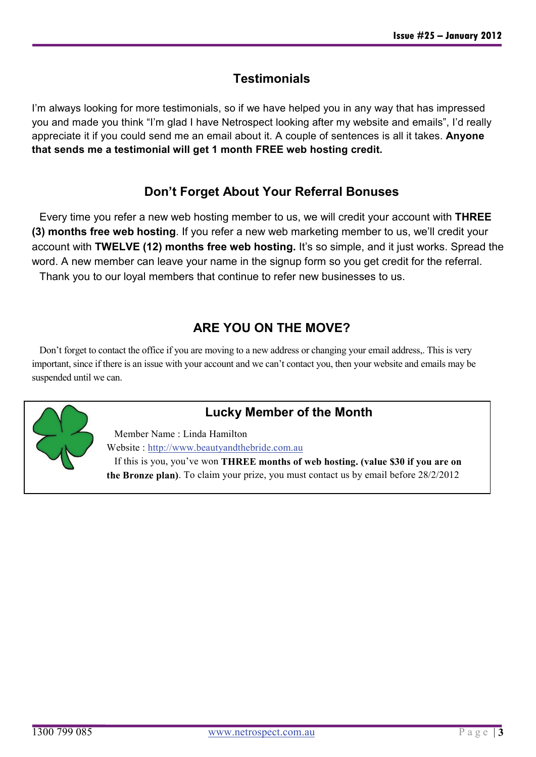## Testimonials

I'm always looking for more testimonials, so if we have helped you in any way that has impressed you and made you think "I'm glad I have Netrospect looking after my website and emails", I'd really appreciate it if you could send me an email about it. A couple of sentences is all it takes. **Anyone that sends me a testimonial will get 1 month FREE web hosting credit.**

## Don't Forget About Your Referral Bonuses

Every time you refer a new web hosting member to us, we will credit your account with **THREE (3) months free web hosting**. If you refer a new web marketing member to us, we'll credit your account with **TWELVE (12) months free web hosting.** It's so simple, and it just works. Spread the word. A new member can leave your name in the signup form so you get credit for the referral.

Thank you to our loyal members that continue to refer new businesses to us.

## ARE YOU ON THE MOVE?

Don't forget to contact the office if you are moving to a new address or changing your email address,. This is very important, since if there is an issue with your account and we can't contact you, then your website and emails may be suspended until we can.

## Lucky Member of the Month

Member Name : Linda Hamilton

Website : http://www.beautyandthebride.com.au

If this is you, you've won **THREE months of web hosting. (value $30 if you are on the Bronze plan)**. To claim your prize, you must contact us by email before 28/2/2012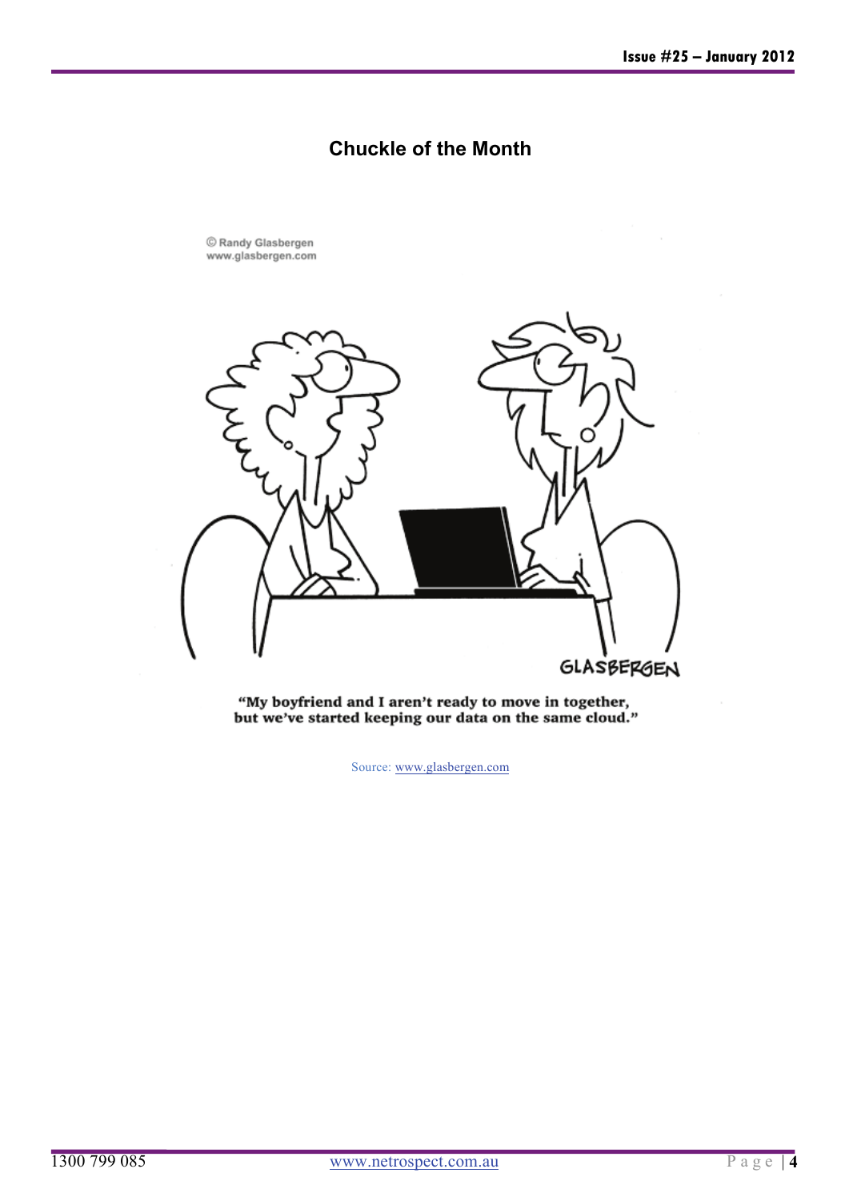## Chuckle of the Month

© Randy Glasbergen
www.glasbergen.com

GLASBERGEN

**"My boyfriend and I aren't ready to move in together, but we've started keeping our data on the same cloud."**

Source: [www.glasbergen.com](http://www.glasbergen.com)